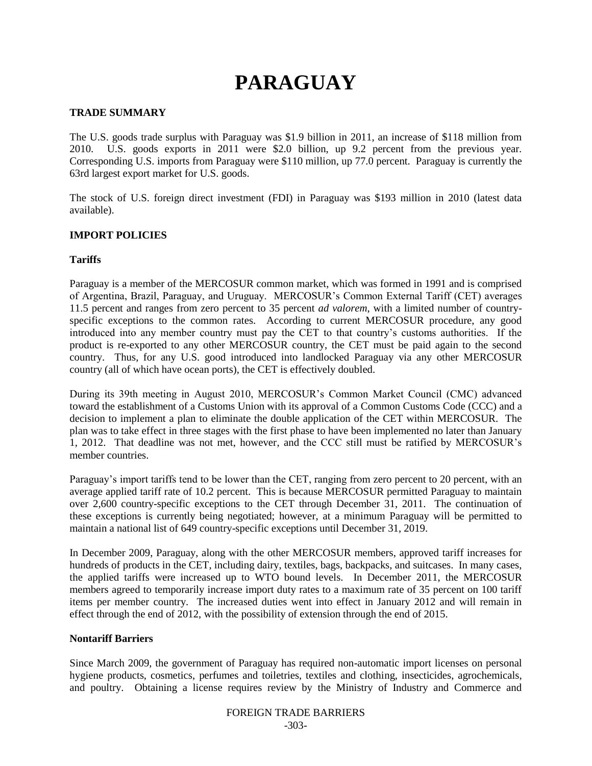# PARAGUAY

## TRADE SUMMARY

The U.S. goods trade surplus with Paraguay was $1.9 billion in 2011, an increase of $118 million from 2010. U.S. goods exports in 2011 were $2.0 billion, up 9.2 percent from the previous year. Corresponding U.S. imports from Paraguay were $110 million, up 77.0 percent. Paraguay is currently the 63rd largest export market for U.S. goods.

The stock of U.S. foreign direct investment (FDI) in Paraguay was $193 million in 2010 (latest data available).

## IMPORT POLICIES

### Tariffs

Paraguay is a member of the MERCOSUR common market, which was formed in 1991 and is comprised of Argentina, Brazil, Paraguay, and Uruguay. MERCOSUR's Common External Tariff (CET) averages 11.5 percent and ranges from zero percent to 35 percent *ad valorem*, with a limited number of country-specific exceptions to the common rates. According to current MERCOSUR procedure, any good introduced into any member country must pay the CET to that country's customs authorities. If the product is re-exported to any other MERCOSUR country, the CET must be paid again to the second country. Thus, for any U.S. good introduced into landlocked Paraguay via any other MERCOSUR country (all of which have ocean ports), the CET is effectively doubled.

During its 39th meeting in August 2010, MERCOSUR's Common Market Council (CMC) advanced toward the establishment of a Customs Union with its approval of a Common Customs Code (CCC) and a decision to implement a plan to eliminate the double application of the CET within MERCOSUR. The plan was to take effect in three stages with the first phase to have been implemented no later than January 1, 2012. That deadline was not met, however, and the CCC still must be ratified by MERCOSUR's member countries.

Paraguay's import tariffs tend to be lower than the CET, ranging from zero percent to 20 percent, with an average applied tariff rate of 10.2 percent. This is because MERCOSUR permitted Paraguay to maintain over 2,600 country-specific exceptions to the CET through December 31, 2011. The continuation of these exceptions is currently being negotiated; however, at a minimum Paraguay will be permitted to maintain a national list of 649 country-specific exceptions until December 31, 2019.

In December 2009, Paraguay, along with the other MERCOSUR members, approved tariff increases for hundreds of products in the CET, including dairy, textiles, bags, backpacks, and suitcases. In many cases, the applied tariffs were increased up to WTO bound levels. In December 2011, the MERCOSUR members agreed to temporarily increase import duty rates to a maximum rate of 35 percent on 100 tariff items per member country. The increased duties went into effect in January 2012 and will remain in effect through the end of 2012, with the possibility of extension through the end of 2015.

### Nontariff Barriers

Since March 2009, the government of Paraguay has required non-automatic import licenses on personal hygiene products, cosmetics, perfumes and toiletries, textiles and clothing, insecticides, agrochemicals, and poultry. Obtaining a license requires review by the Ministry of Industry and Commerce and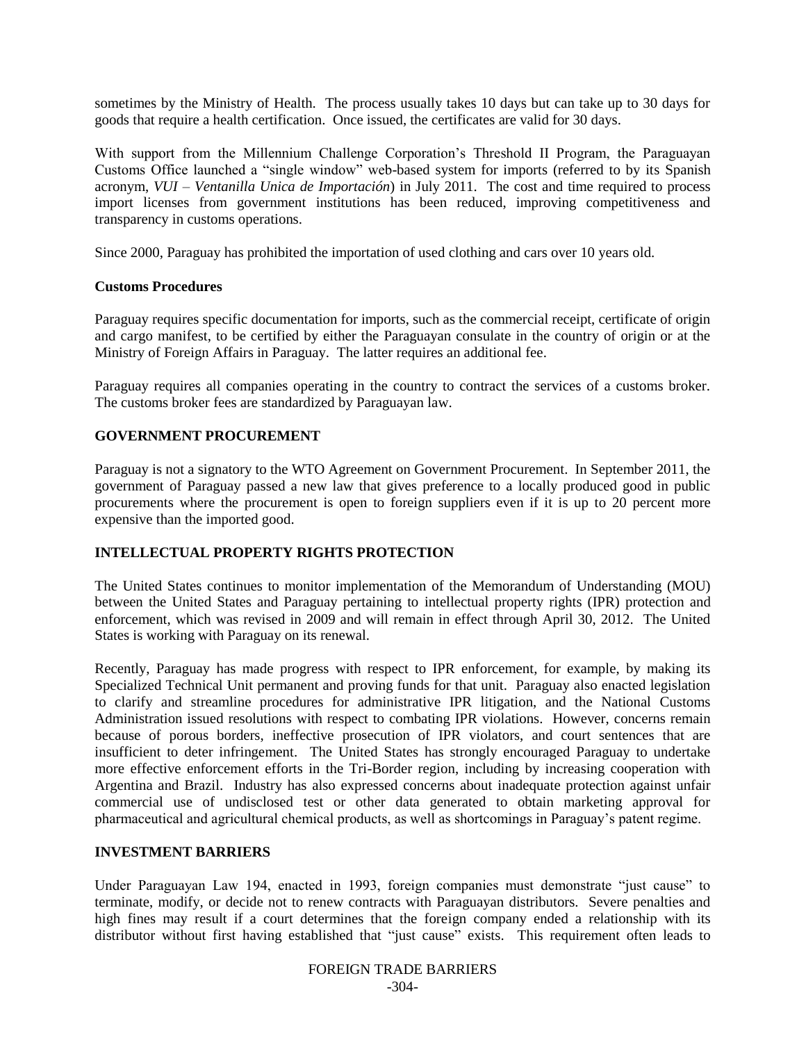sometimes by the Ministry of Health. The process usually takes 10 days but can take up to 30 days for goods that require a health certification. Once issued, the certificates are valid for 30 days.

With support from the Millennium Challenge Corporation's Threshold II Program, the Paraguayan Customs Office launched a "single window" web-based system for imports (referred to by its Spanish acronym, *VUI – Ventanilla Unica de Importación*) in July 2011. The cost and time required to process import licenses from government institutions has been reduced, improving competitiveness and transparency in customs operations.

Since 2000, Paraguay has prohibited the importation of used clothing and cars over 10 years old.

### Customs Procedures

Paraguay requires specific documentation for imports, such as the commercial receipt, certificate of origin and cargo manifest, to be certified by either the Paraguayan consulate in the country of origin or at the Ministry of Foreign Affairs in Paraguay. The latter requires an additional fee.

Paraguay requires all companies operating in the country to contract the services of a customs broker. The customs broker fees are standardized by Paraguayan law.

## GOVERNMENT PROCUREMENT

Paraguay is not a signatory to the WTO Agreement on Government Procurement. In September 2011, the government of Paraguay passed a new law that gives preference to a locally produced good in public procurements where the procurement is open to foreign suppliers even if it is up to 20 percent more expensive than the imported good.

## INTELLECTUAL PROPERTY RIGHTS PROTECTION

The United States continues to monitor implementation of the Memorandum of Understanding (MOU) between the United States and Paraguay pertaining to intellectual property rights (IPR) protection and enforcement, which was revised in 2009 and will remain in effect through April 30, 2012. The United States is working with Paraguay on its renewal.

Recently, Paraguay has made progress with respect to IPR enforcement, for example, by making its Specialized Technical Unit permanent and proving funds for that unit. Paraguay also enacted legislation to clarify and streamline procedures for administrative IPR litigation, and the National Customs Administration issued resolutions with respect to combating IPR violations. However, concerns remain because of porous borders, ineffective prosecution of IPR violators, and court sentences that are insufficient to deter infringement. The United States has strongly encouraged Paraguay to undertake more effective enforcement efforts in the Tri-Border region, including by increasing cooperation with Argentina and Brazil. Industry has also expressed concerns about inadequate protection against unfair commercial use of undisclosed test or other data generated to obtain marketing approval for pharmaceutical and agricultural chemical products, as well as shortcomings in Paraguay's patent regime.

## INVESTMENT BARRIERS

Under Paraguayan Law 194, enacted in 1993, foreign companies must demonstrate "just cause" to terminate, modify, or decide not to renew contracts with Paraguayan distributors. Severe penalties and high fines may result if a court determines that the foreign company ended a relationship with its distributor without first having established that "just cause" exists. This requirement often leads to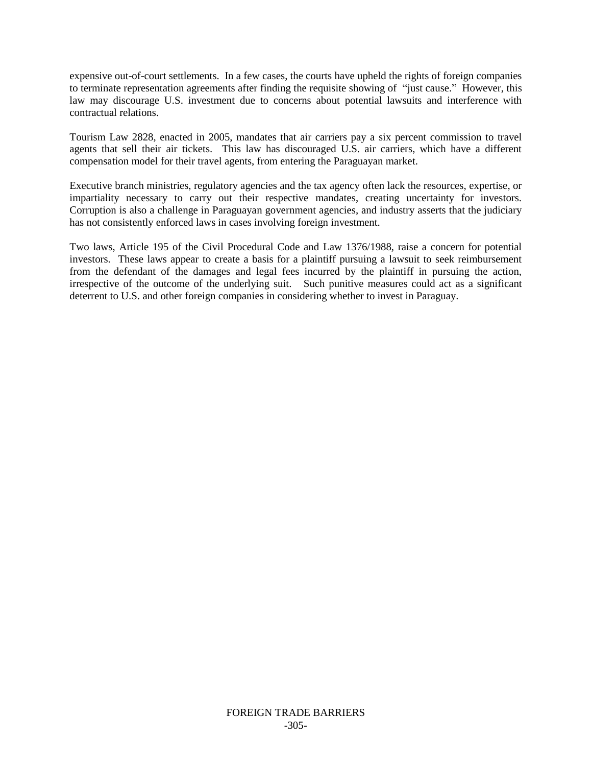expensive out-of-court settlements. In a few cases, the courts have upheld the rights of foreign companies to terminate representation agreements after finding the requisite showing of "just cause." However, this law may discourage U.S. investment due to concerns about potential lawsuits and interference with contractual relations.

Tourism Law 2828, enacted in 2005, mandates that air carriers pay a six percent commission to travel agents that sell their air tickets. This law has discouraged U.S. air carriers, which have a different compensation model for their travel agents, from entering the Paraguayan market.

Executive branch ministries, regulatory agencies and the tax agency often lack the resources, expertise, or impartiality necessary to carry out their respective mandates, creating uncertainty for investors. Corruption is also a challenge in Paraguayan government agencies, and industry asserts that the judiciary has not consistently enforced laws in cases involving foreign investment.

Two laws, Article 195 of the Civil Procedural Code and Law 1376/1988, raise a concern for potential investors. These laws appear to create a basis for a plaintiff pursuing a lawsuit to seek reimbursement from the defendant of the damages and legal fees incurred by the plaintiff in pursuing the action, irrespective of the outcome of the underlying suit. Such punitive measures could act as a significant deterrent to U.S. and other foreign companies in considering whether to invest in Paraguay.